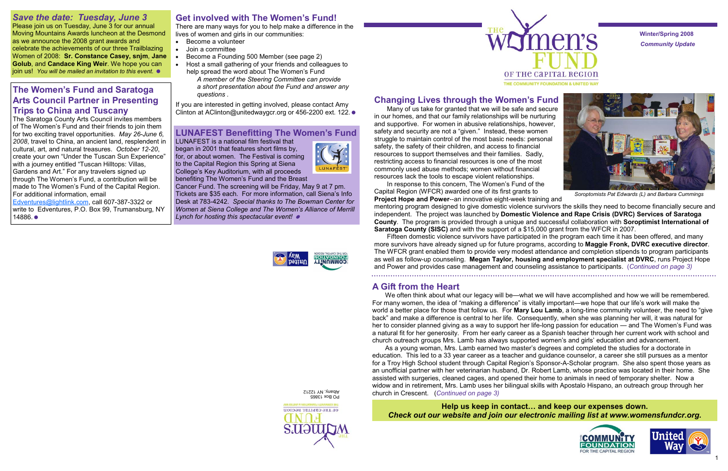# The Women's Fund of the Capital Region

THE COMMUNITY FOUNDATION & UNITED WAY

**Winter/Spring 2008**

***Community Update***

## *Save the date: Tuesday, June 3*

Please join us on Tuesday, June 3 for our annual Moving Mountains Awards luncheon at the Desmond as we announce the 2008 grant awards and celebrate the achievements of our three Trailblazing Women of 2008: **Sr. Constance Casey, snjm**, **Jane Golub**, and **Candace King Weir**. We hope you can join us! *You will be mailed an invitation to this event.*

## The Women's Fund and Saratoga Arts Council Partner in Presenting Trips to China and Tuscany

The Saratoga County Arts Council invites members of The Women's Fund and their friends to join them for two exciting travel opportunities. *May 26-June 6, 2008*, travel to China, an ancient land, resplendent in cultural, art, and natural treasures. *October 12-20*, create your own "Under the Tuscan Sun Experience" with a journey entitled "Tuscan Hilltops: Villas, Gardens and Art." For any travelers signed up through The Women's Fund, a contribution will be made to The Women's Fund of the Capital Region. For additional information, email Edventures@lightlink.com, call 607-387-3322 or write to Edventures, P.O. Box 99, Trumansburg, NY 14886.

## Get involved with The Women's Fund!

There are many ways for you to help make a difference in the lives of women and girls in our communities:

- Become a volunteer
- Join a committee
- Become a Founding 500 Member (see page 2)
- Host a small gathering of your friends and colleagues to help spread the word about The Women's Fund
  *A member of the Steering Committee can provide a short presentation about the Fund and answer any questions .*

If you are interested in getting involved, please contact Amy Clinton at AClinton@unitedwaygcr.org or 456-2200 ext. 122.

## LUNAFEST Benefitting The Women's Fund

LUNAFEST is a national film festival that began in 2001 that features short films by, for, or about women. The Festival is coming to the Capital Region this Spring at Siena College's Key Auditorium, with all proceeds benefiting The Women's Fund and the Breast Cancer Fund. The screening will be Friday, May 9 at 7 pm. Tickets are $35 each. For more information, call Siena's Info Desk at 783-4242. *Special thanks to The Bowman Center for Women at Siena College and The Women's Alliance of Merrill Lynch for hosting this spectacular event!*

The Women's Fund of the Capital Region
PO Box 13865
Albany, NY 12212

## Changing Lives through the Women's Fund

Many of us take for granted that we will be safe and secure in our homes, and that our family relationships will be nurturing and supportive. For women in abusive relationships, however, safety and security are not a "given." Instead, these women struggle to maintain control of the most basic needs: personal safety, the safety of their children, and access to financial resources to support themselves and their families. Sadly, restricting access to financial resources is one of the most commonly used abuse methods; women without financial resources lack the tools to escape violent relationships.

In response to this concern, The Women's Fund of the Capital Region (WFCR) awarded one of its first grants to **Project Hope and Power**--an innovative eight-week training and mentoring program designed to give domestic violence survivors the skills they need to become financially secure and independent. The project was launched by **Domestic Violence and Rape Crisis (DVRC) Services of Saratoga County**. The program is provided through a unique and successful collaboration with **Soroptimist International of Saratoga County (SISC)** and with the support of a $15,000 grant from the WFCR in 2007.

*Soroptimists Pat Edwards (L) and Barbara Cummings*

Fifteen domestic violence survivors have participated in the program each time it has been offered, and many more survivors have already signed up for future programs, according to **Maggie Fronk, DVRC executive director**. The WFCR grant enabled them to provide very modest attendance and completion stipends to program participants as well as follow-up counseling. **Megan Taylor, housing and employment specialist at DVRC**, runs Project Hope and Power and provides case management and counseling assistance to participants. (*Continued on page 3)*

## A Gift from the Heart

We often think about what our legacy will be—what we will have accomplished and how we will be remembered. For many women, the idea of "making a difference" is vitally important—we hope that our life's work will make the world a better place for those that follow us. For **Mary Lou Lamb**, a long-time community volunteer, the need to "give back" and make a difference is central to her life. Consequently, when she was planning her will, it was natural for her to consider planned giving as a way to support her life-long passion for education — and The Women's Fund was a natural fit for her generosity. From her early career as a Spanish teacher through her current work with school and church outreach groups Mrs. Lamb has always supported women's and girls' education and advancement.

As a young woman, Mrs. Lamb earned two master's degrees and completed the studies for a doctorate in education. This led to a 33 year career as a teacher and guidance counselor, a career she still pursues as a mentor for a Troy High School student through Capital Region's Sponsor-A-Scholar program. She also spent those years as an unofficial partner with her veterinarian husband, Dr. Robert Lamb, whose practice was located in their home. She assisted with surgeries, cleaned cages, and opened their home to animals in need of temporary shelter. Now a widow and in retirement, Mrs. Lamb uses her bilingual skills with Apostalo Hispano, an outreach group through her church in Crescent. (*Continued on page 3)*

**Help us keep in contact… and keep our expenses down.**
***Check out our website and join our electronic mailing list at www.womensfundcr.org.***

THE COMMUNITY FOUNDATION FOR THE CAPITAL REGION

United Way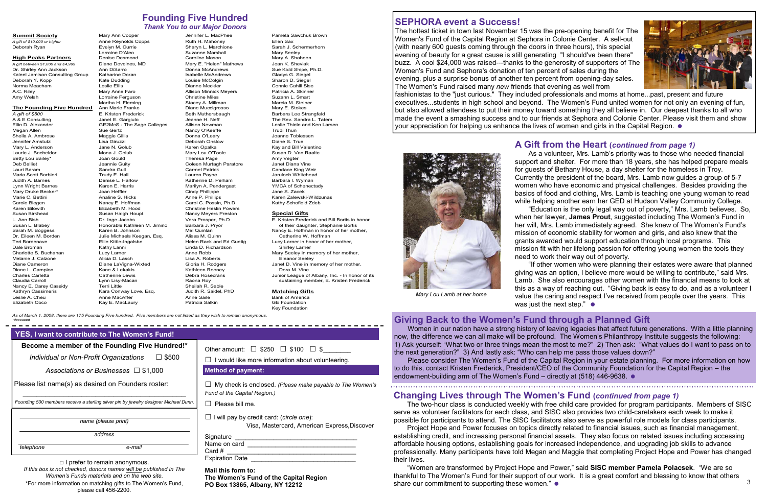## Founding Five Hundred

*Thank You to our Major Donors*

**Summit Society**

*A gift of $10,000 or higher*

Deborah Ryan

**High Peaks Partners**

*A gift between $1,000 and $4,999*

Dr. Shirley Ann Jackson
Kaleel Jamison Consulting Group
Deborah Y. Kopp
Norma Meacham
A.C. Riley
Amy Welsh

**The Founding Five Hundred**

*A gift of $500*

A & E Consulting
Ellin D. Alexander
Megan Allen
Sheila A. Ambrose
Jennifer Amstutz
Mary L. Anderson
Laurie J. Bacheldor
Betty Lou Bailey*
Deb Balliet
Lauri Baram
Maria Scott Barbieri
Judith A. Barnes
Lynn Wright Barnes
Mary Druke Becker*
Marie C. Bettini
Carole Biegen
Karen Bilowith
Susan Birkhead
L. Ann Bish
Susan L. Blabey
Sarah M. Boggess
Dr. Eileen M. Borden
Teri Bordenave
Dale Broman
Charlotte S. Buchanan
Melanie J. Calzone
Diane Cameron
Diane L. Campion
Charles Carletta
Claudia Carroll
Nancy E. Carey Cassidy
Kathryn Cassimeris
Leslie A. Cheu
Elizabeth Coco
Mary Ann Cooper
Anne Reynolds Copps
Evelyn M. Currie
Lorraine D'Aleo
Denise Desmond
Diane Deveines, MD
Ann DiSarro
Katharine Doran
Kate Dudding
Leslie Ellis
Mary Anne Faro
Lorraine Ferguson
Martha H. Fleming
Ann Marie Franke
E. Kristen Frederick
Janet E. Gargiulo
GE2McS - The Sage Colleges
Sue Gertz
Maggie Gillis
Lisa Giruzzi
Jane N. Golub
Mona J. Golub
Joan Gould
Jeannie Guity
Sandra Gull
Trudy E. Hall
Denise L. Harlow
Karen E. Harris
Joan Heffler
Analine S. Hicks
Nancy E. Hoffman
Elizabeth M. Hood
Susan Haigh Houpt
Dr. Inge Jacobs
Honorable Kathleen M. Jimino
Karen B. Johnson
Julie Michaels Keegan, Esq.
Ellie Kittle-Ingalsbe
Kathy Lanni
Lucy Larner
Alicia D. Lasch
Diane LaVigna-Wixted
Kane & Lekakis
Catherine Lewis
Lynn Lisy-Macan
Terri Little
Kara Conway Love, Esq.
Anne MacAffer
Kay E. MacLaury
Jennifer L. MacPhee
Ruth H. Mahoney
Sharyn L. Marchione
Suzanne Marshall
Caroline Mason
Mary E. "Helen" Mathews
Donna McAndrews
Isabelle McAndrews
Louise McColgin
Dianne Meckler
Allison Minnick Meyers
Christine Miles
Stacey A. Millman
Diane Muccigrosso
Beth Muthersbaugh
Jeanne H. Neff
Allison Newman
Nancy O'Keeffe
Donna O'Leary
Deborah Onslow
Karen Opalka
Mary Lou O'Toole
Theresa Page
Coleen Murtagh Paratore
Carmel Patrick
Lauren Payne
Katherine D. Pelham
Marilyn A. Pendergast
Cindy Phillippe
Anne P. Phillips
Carol C. Possin, Ph.D
Christine Heslin Powers
Nancy Meyers Preston
Vera Prosper, Ph.D
Barbara A. Pryor
Mel Quinlan
Alissa M. Quinn
Helen Rack and Ed Guetig
Linda D. Richardson
Anne Robb
Lisa A. Roberts
Gloria H. Rodgers
Kathleen Rooney
Debra Rosecrans
Raona Roy
Sheilah R. Sable
Judith R. Saidel, PhD
Anne Saile
Patricia Salkin
Pamela Sawchuk Brown
Ellen Sax
Sarah J. Schermerhorn
Mary Seeley
Mary A. Shaheen
Jean K. Sheviak
Sue Kidd Shipe, Ph.D.
Gladys G. Siegel
Sharon D. Siegel
Connie Cahill Sise
Patricia A. Skinner
Suzann L. Smart
Marcia M. Steiner
Mary E. Stokes
Barbara Lee Strangfeld
The Rev. Sandra L. Tatem
Leslie Thiele and Ken Larsen
Trudi Thun
Joanne Tobiessen
Diane S. True
Kay and Bill Valentino
Susan D. Van Raalte
Amy Vegter
Janet Diana Vine
Candace King Weir
Jaruloch Whitehead
Barbara I. Wyman
YMCA of Schenectady
Jane S. Zacek
Karen Zalewski-Wildzunas
Kathy Schofield Zdeb

**Special Gifts**

E. Kristen Frederick and Bill Bortis in honor of their daughter, Stephanie Bortis
Nancy E. Hoffman in honor of her mother, Catherine W. Hoffman
Lucy Larner in honor of her mother, Shirley Larner
Mary Seeley in memory of her mother, Eleanor Seeley
Janet D. Vine in memory of her mother, Dora M. Vine
Junior League of Albany, Inc. - In honor of its sustaining member, E. Kristen Frederick

**Matching Gifts**

Bank of America
GE Foundation
Key Foundation

*As of March 1, 2008, there are 175 Founding Five hundred. Five members are not listed as they wish to remain anonymous.*
*\*deceased*

---

### YES, I want to contribute to The Women's Fund!

**Become a member of the Founding Five Hundred!\***

*Individual or Non-Profit Organizations* ☐ $500

*Associations or Businesses* ☐ $1,000

Please list name(s) as desired on Founders roster:

\_\_\_\_\_\_\_\_\_\_\_\_\_\_\_\_\_\_\_\_\_\_\_\_\_\_\_\_\_\_\_\_\_\_\_\_\_\_\_\_\_\_

*Founding 500 members receive a sterling silver pin by jewelry designer Michael Dunn.*

*name (please print)*

*address*

*telephone* *e-mail*

□ I prefer to remain anonymous.

*If this box is not checked, donors names will be published in The Women's Funds materials and on the web site.*

\*For more information on matching gifts to The Women's Fund, please call 456-2200.

Other amount: ☐ $250 ☐ $100 ☐ $\_\_\_\_\_\_\_\_

☐ I would like more information about volunteering.

**Method of payment:**

☐ My check is enclosed. *(Please make payable to The Women's Fund of the Capital Region.)*

☐ Please bill me.

☐ I will pay by credit card: (*circle one*):
Visa, Mastercard, American Express, Discover

Signature \_\_\_\_\_\_\_\_\_\_\_\_\_\_\_\_\_\_\_\_\_\_\_\_\_\_\_\_\_\_\_\_
Name on card \_\_\_\_\_\_\_\_\_\_\_\_\_\_\_\_\_\_\_\_\_\_\_\_\_\_\_\_\_\_\_\_
Card # \_\_\_\_\_\_\_\_\_\_\_\_\_\_\_\_\_\_\_\_\_\_\_\_\_\_\_\_\_\_\_\_
Expiration Date \_\_\_\_\_\_\_\_\_\_\_\_\_\_\_\_\_\_\_\_\_\_\_\_\_\_\_\_\_\_\_\_

**Mail this form to:**
**The Women's Fund of the Capital Region**
**PO Box 13865, Albany, NY 12212**

---

## SEPHORA event a Success!

The hottest ticket in town last November 15 was the pre-opening benefit for The Women's Fund of the Capital Region at Sephora in Colonie Center. A sell-out (with nearly 600 guests coming through the doors in three hours), this special evening of beauty for a great cause is still generating "I should've been there" buzz. A cool $24,000 was raised---thanks to the generosity of supporters of The Women's Fund and Sephora's donation of ten percent of sales during the evening, plus a surprise bonus of another ten percent from opening-day sales. The Women's Fund raised many *new* friends that evening as well from fashionistas to the "just curious." They included professionals and moms at home...past, present and future executives...students in high school and beyond. The Women's Fund united women for not only an evening of fun, but also allowed attendees to put their money toward something they all believe in. Our deepest thanks to all who made the event a smashing success and to our friends at Sephora and Colonie Center. Please visit them and show your appreciation for helping us enhance the lives of women and girls in the Capital Region. ●

## A Gift from the Heart (*continued from page 1*)

As a volunteer, Mrs. Lamb's priority was to those who needed financial support and shelter. For more than 18 years, she has helped prepare meals for guests of Bethany House, a day shelter for the homeless in Troy. Currently the president of the board, Mrs. Lamb now guides a group of 5-7 women who have economic and physical challenges. Besides providing the basics of food and clothing, Mrs. Lamb is teaching one young woman to read while helping another earn her GED at Hudson Valley Community College.

"Education is the only legal way out of poverty," Mrs. Lamb believes. So, when her lawyer, **James Prout**, suggested including The Women's Fund in her will, Mrs. Lamb immediately agreed. She knew of The Women's Fund's mission of economic stability for women and girls, and also knew that the grants awarded would support education through local programs. This mission fit with her lifelong passion for offering young women the tools they need to work their way out of poverty.

"If other women who were planning their estates were aware that planned giving was an option, I believe more would be willing to contribute," said Mrs. Lamb. She also encourages other women with the financial means to look at this as a way of reaching out. "Giving back is easy to do, and as a volunteer I value the caring and respect I've received from people over the years. This was just the next step." ●

*Mary Lou Lamb at her home*

## Giving Back to the Women's Fund through a Planned Gift

Women in our nation have a strong history of leaving legacies that affect future generations. With a little planning now, the difference we can all make will be profound. The Women's Philanthropy Institute suggests the following: 1) Ask yourself: "What two or three things mean the most to me?" 2) Then ask: "What values do I want to pass on to the next generation?" 3) And lastly ask: "Who can help me pass those values down?"

Please consider The Women's Fund of the Capital Region in your estate planning. For more information on how to do this, contact Kristen Frederick, President/CEO of the Community Foundation for the Capital Region – the endowment-building arm of The Women's Fund – directly at (518) 446-9638. ●

## Changing Lives through The Women's Fund (*continued from page 1*)

The two-hour class is conducted weekly with free child care provided for program participants. Members of SISC serve as volunteer facilitators for each class, and SISC also provides two child-caretakers each week to make it possible for participants to attend. The SISC facilitators also serve as powerful role models for class participants.

Project Hope and Power focuses on topics directly related to financial issues, such as financial management, establishing credit, and increasing personal financial assets. They also focus on related issues including accessing affordable housing options, establishing goals for increased independence, and upgrading job skills to advance professionally. Many participants have told Megan and Maggie that completing Project Hope and Power has changed their lives.

"Women are transformed by Project Hope and Power," said **SISC member Pamela Polacsek**. "We are so thankful to The Women's Fund for their support of our work. It is a great comfort and blessing to know that others share our commitment to supporting these women." ●